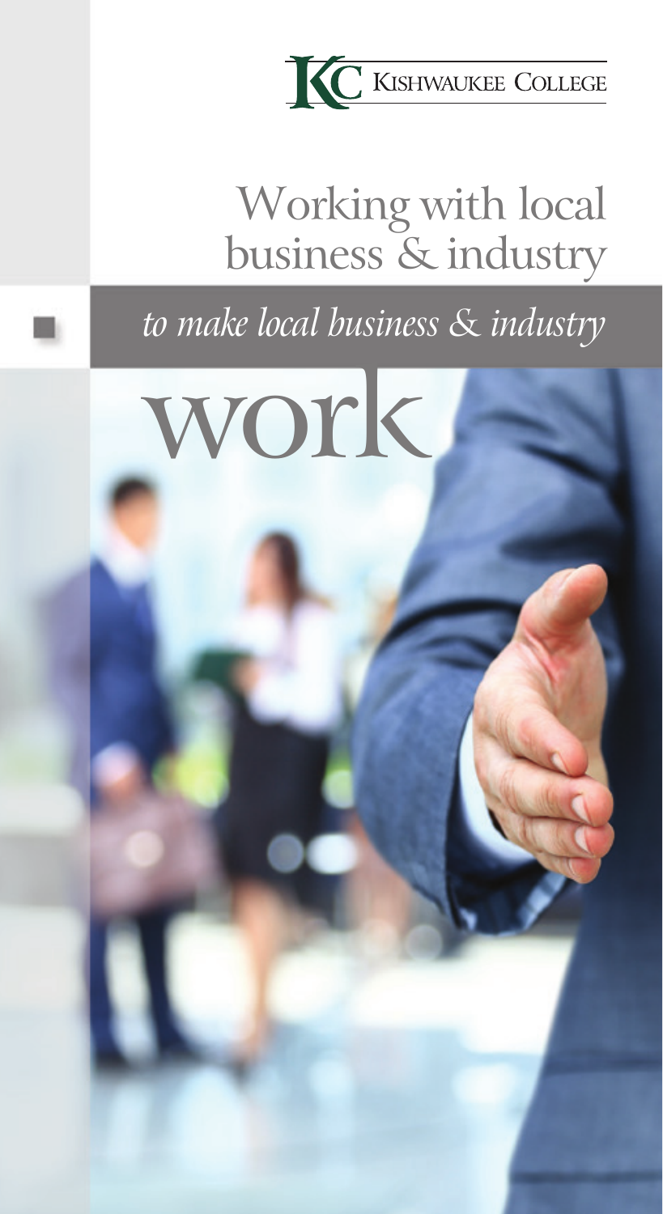KC Kishwaukee College

# Working with local business & industry

*to make local business & industry*

# work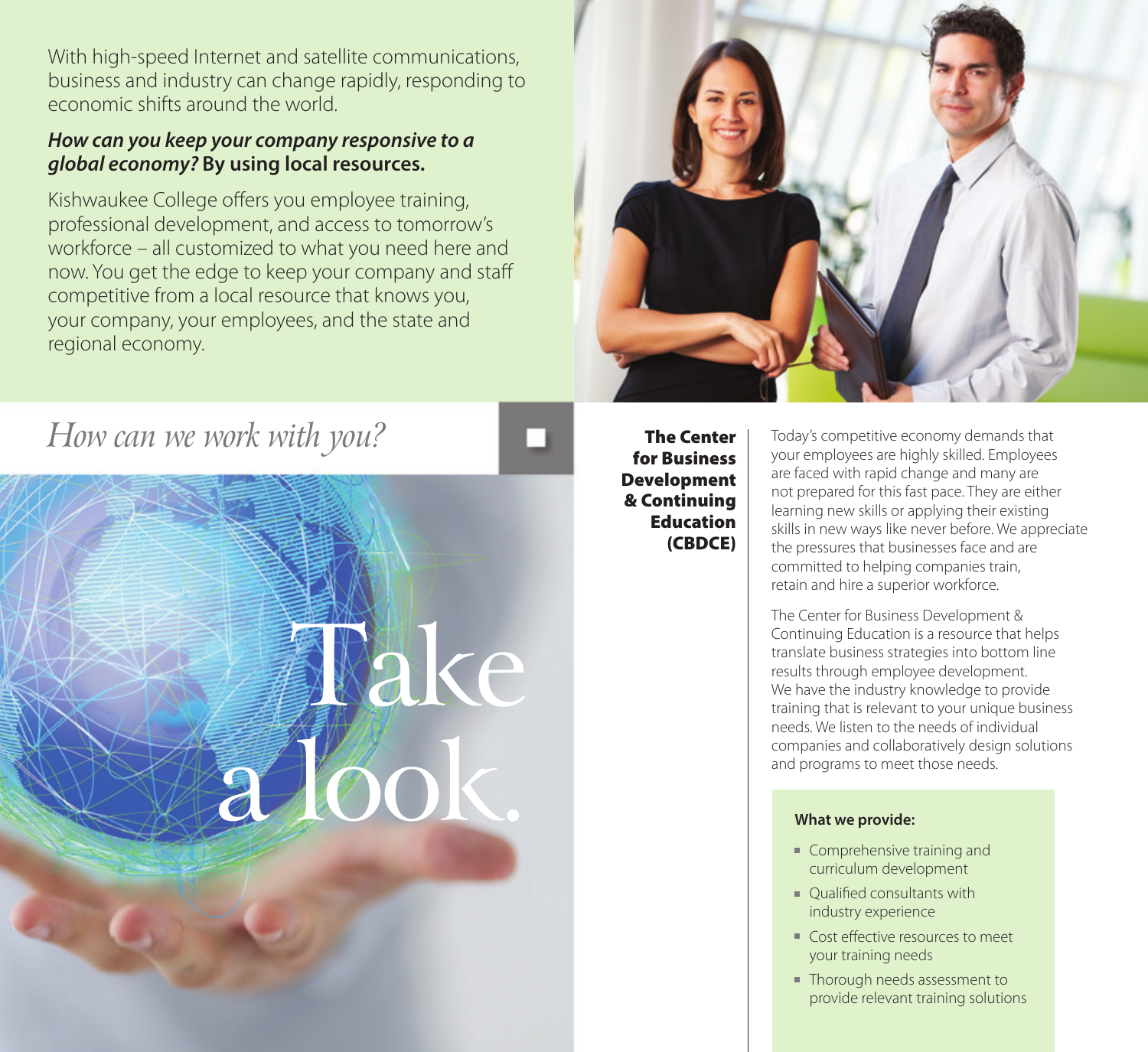With high-speed Internet and satellite communications, business and industry can change rapidly, responding to economic shifts around the world.

***How can you keep your company responsive to a global economy?* By using local resources.**

Kishwaukee College offers you employee training, professional development, and access to tomorrow's workforce – all customized to what you need here and now. You get the edge to keep your company and staff competitive from a local resource that knows you, your company, your employees, and the state and regional economy.

## *How can we work with you?*

# Take a look.

### The Center for Business Development & Continuing Education (CBDCE)

Today's competitive economy demands that your employees are highly skilled. Employees are faced with rapid change and many are not prepared for this fast pace. They are either learning new skills or applying their existing skills in new ways like never before. We appreciate the pressures that businesses face and are committed to helping companies train, retain and hire a superior workforce.

The Center for Business Development & Continuing Education is a resource that helps translate business strategies into bottom line results through employee development. We have the industry knowledge to provide training that is relevant to your unique business needs. We listen to the needs of individual companies and collaboratively design solutions and programs to meet those needs.

**What we provide:**

- Comprehensive training and curriculum development
- Qualified consultants with industry experience
- Cost effective resources to meet your training needs
- Thorough needs assessment to provide relevant training solutions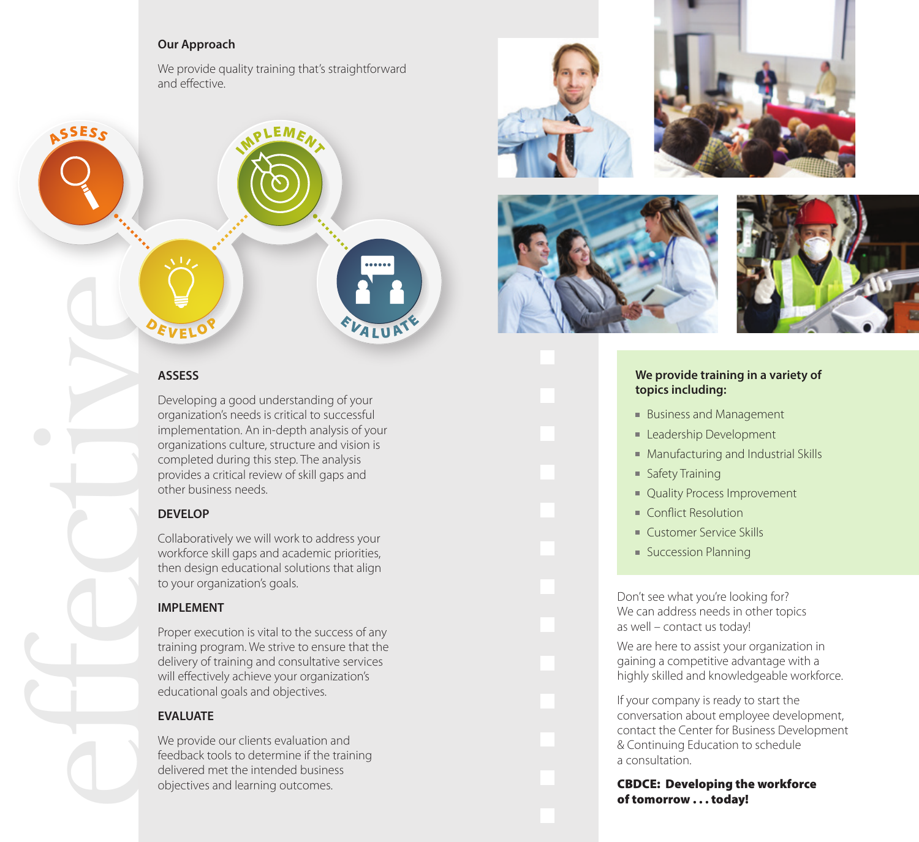## Our Approach

We provide quality training that's straightforward and effective.

ASSESS
DEVELOP
IMPLEMENT
EVALUATE

### ASSESS

Developing a good understanding of your organization's needs is critical to successful implementation. An in-depth analysis of your organizations culture, structure and vision is completed during this step. The analysis provides a critical review of skill gaps and other business needs.

### DEVELOP

Collaboratively we will work to address your workforce skill gaps and academic priorities, then design educational solutions that align to your organization's goals.

### IMPLEMENT

Proper execution is vital to the success of any training program. We strive to ensure that the delivery of training and consultative services will effectively achieve your organization's educational goals and objectives.

### EVALUATE

We provide our clients evaluation and feedback tools to determine if the training delivered met the intended business objectives and learning outcomes.

**We provide training in a variety of topics including:**

- Business and Management
- Leadership Development
- Manufacturing and Industrial Skills
- Safety Training
- Quality Process Improvement
- Conflict Resolution
- Customer Service Skills
- Succession Planning

Don't see what you're looking for? We can address needs in other topics as well – contact us today!

We are here to assist your organization in gaining a competitive advantage with a highly skilled and knowledgeable workforce.

If your company is ready to start the conversation about employee development, contact the Center for Business Development & Continuing Education to schedule a consultation.

**CBDCE: Developing the workforce of tomorrow . . . today!**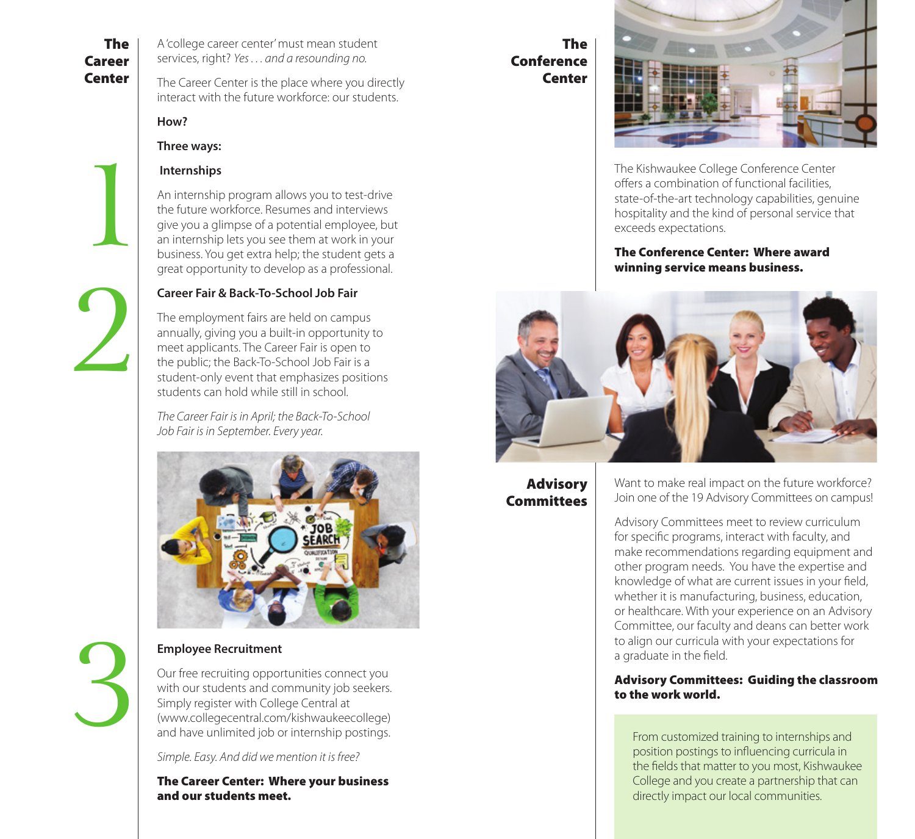## The Career Center

A 'college career center' must mean student services, right? *Yes . . . and a resounding no.*

The Career Center is the place where you directly interact with the future workforce: our students.

**How?**

**Three ways:**

### 1 Internships

An internship program allows you to test-drive the future workforce. Resumes and interviews give you a glimpse of a potential employee, but an internship lets you see them at work in your business. You get extra help; the student gets a great opportunity to develop as a professional.

### 2 Career Fair & Back-To-School Job Fair

The employment fairs are held on campus annually, giving you a built-in opportunity to meet applicants. The Career Fair is open to the public; the Back-To-School Job Fair is a student-only event that emphasizes positions students can hold while still in school.

*The Career Fair is in April; the Back-To-School Job Fair is in September. Every year.*

### 3 Employee Recruitment

Our free recruiting opportunities connect you with our students and community job seekers. Simply register with College Central at (www.collegecentral.com/kishwaukeecollege) and have unlimited job or internship postings.

*Simple. Easy. And did we mention it is free?*

**The Career Center: Where your business and our students meet.**

## The Conference Center

The Kishwaukee College Conference Center offers a combination of functional facilities, state-of-the-art technology capabilities, genuine hospitality and the kind of personal service that exceeds expectations.

**The Conference Center: Where award winning service means business.**

## Advisory Committees

Want to make real impact on the future workforce? Join one of the 19 Advisory Committees on campus!

Advisory Committees meet to review curriculum for specific programs, interact with faculty, and make recommendations regarding equipment and other program needs. You have the expertise and knowledge of what are current issues in your field, whether it is manufacturing, business, education, or healthcare. With your experience on an Advisory Committee, our faculty and deans can better work to align our curricula with your expectations for a graduate in the field.

**Advisory Committees: Guiding the classroom to the work world.**

From customized training to internships and position postings to influencing curricula in the fields that matter to you most, Kishwaukee College and you create a partnership that can directly impact our local communities.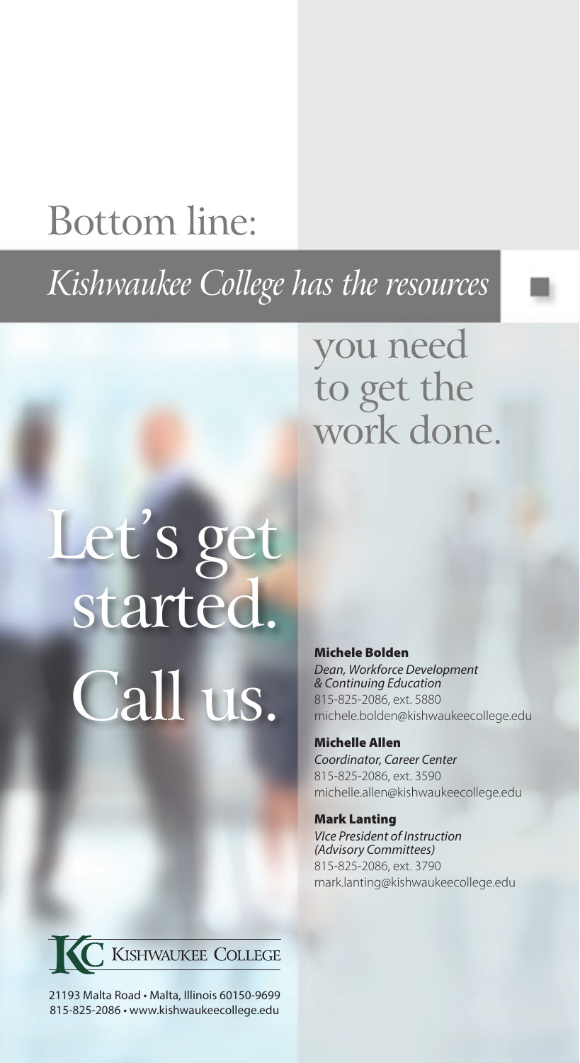# Bottom line:

## *Kishwaukee College has the resources*

you need to get the work done.

# Let's get started. Call us.

**Michele Bolden**
*Dean, Workforce Development & Continuing Education*
815-825-2086, ext. 5880
michele.bolden@kishwaukeecollege.edu

**Michelle Allen**
*Coordinator, Career Center*
815-825-2086, ext. 3590
michelle.allen@kishwaukeecollege.edu

**Mark Lanting**
*VIce President of Instruction (Advisory Committees)*
815-825-2086, ext. 3790
mark.lanting@kishwaukeecollege.edu

KC KISHWAUKEE COLLEGE

21193 Malta Road • Malta, Illinois 60150-9699
815-825-2086 • www.kishwaukeecollege.edu